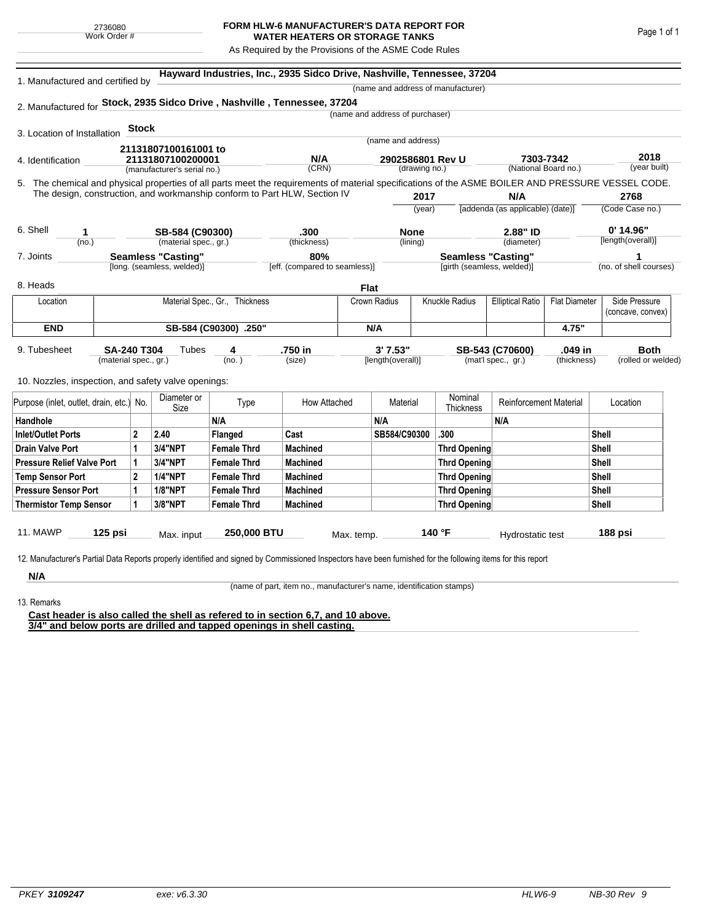2736080
Work Order #

# FORM HLW-6 MANUFACTURER'S DATA REPORT FOR WATER HEATERS OR STORAGE TANKS

As Required by the Provisions of the ASME Code Rules

1. Manufactured and certified by **Hayward Industries, Inc., 2935 Sidco Drive, Nashville, Tennessee, 37204**
(name and address of manufacturer)

2. Manufactured for **Stock, 2935 Sidco Drive , Nashville , Tennessee, 37204**
(name and address of purchaser)

3. Location of Installation **Stock**
(name and address)

4. Identification **21131807100161001 to 21131807100200001** (manufacturer's serial no.) **N/A** (CRN) **2902586801 Rev U** (drawing no.) **7303-7342** (National Board no.) **2018** (year built)

5. The chemical and physical properties of all parts meet the requirements of material specifications of the ASME BOILER AND PRESSURE VESSEL CODE. The design, construction, and workmanship conform to Part HLW, Section IV **2017** (year) **N/A** [addenda (as applicable) (date)] **2768** (Code Case no.)

6. Shell **1** (no.) **SB-584 (C90300)** (material spec., gr.) **.300** (thickness) **None** (lining) **2.88" ID** (diameter) **0' 14.96"** [length(overall)]

7. Joints **Seamless "Casting"** [long. (seamless, welded)] **80%** [eff. (compared to seamless)] **Seamless "Casting"** [girth (seamless, welded)] **1** (no. of shell courses)

8. Heads **Flat**

| Location | Material Spec., Gr., Thickness | Crown Radius | Knuckle Radius | Elliptical Ratio | Flat Diameter | Side Pressure (concave, convex) |
|---|---|---|---|---|---|---|
| **END** | **SB-584 (C90300) .250"** | **N/A** | | | **4.75"** | |

9. Tubesheet **SA-240 T304** (material spec., gr.) Tubes **4** (no.) **.750 in** (size) **3' 7.53"** [length(overall)] **SB-543 (C70600)** (mat'l spec., gr.) **.049 in** (thickness) **Both** (rolled or welded)

10. Nozzles, inspection, and safety valve openings:

| Purpose (inlet, outlet, drain, etc.) | No. | Diameter or Size | Type | How Attached | Material | Nominal Thickness | Reinforcement Material | Location |
|---|---|---|---|---|---|---|---|---|
| **Handhole** | | | **N/A** | | **N/A** | | **N/A** | |
| **Inlet/Outlet Ports** | **2** | **2.40** | **Flanged** | **Cast** | **SB584/C90300** | **.300** | | **Shell** |
| **Drain Valve Port** | **1** | **3/4"NPT** | **Female Thrd** | **Machined** | | **Thrd Opening** | | **Shell** |
| **Pressure Relief Valve Port** | **1** | **3/4"NPT** | **Female Thrd** | **Machined** | | **Thrd Opening** | | **Shell** |
| **Temp Sensor Port** | **2** | **1/4"NPT** | **Female Thrd** | **Machined** | | **Thrd Opening** | | **Shell** |
| **Pressure Sensor Port** | **1** | **1/8"NPT** | **Female Thrd** | **Machined** | | **Thrd Opening** | | **Shell** |
| **Thermistor Temp Sensor** | **1** | **3/8"NPT** | **Female Thrd** | **Machined** | | **Thrd Opening** | | **Shell** |

11. MAWP **125 psi** Max. input **250,000 BTU** Max. temp. **140 °F** Hydrostatic test **188 psi**

12. Manufacturer's Partial Data Reports properly identified and signed by Commissioned Inspectors have been furnished for the following items for this report

**N/A**
(name of part, item no., manufacturer's name, identification stamps)

13. Remarks

**Cast header is also called the shell as refered to in section 6,7, and 10 above.**
**3/4" and below ports are drilled and tapped openings in shell casting.**

PKEY **3109247** exe: v6.3.30 HLW6-9 NB-30 Rev 9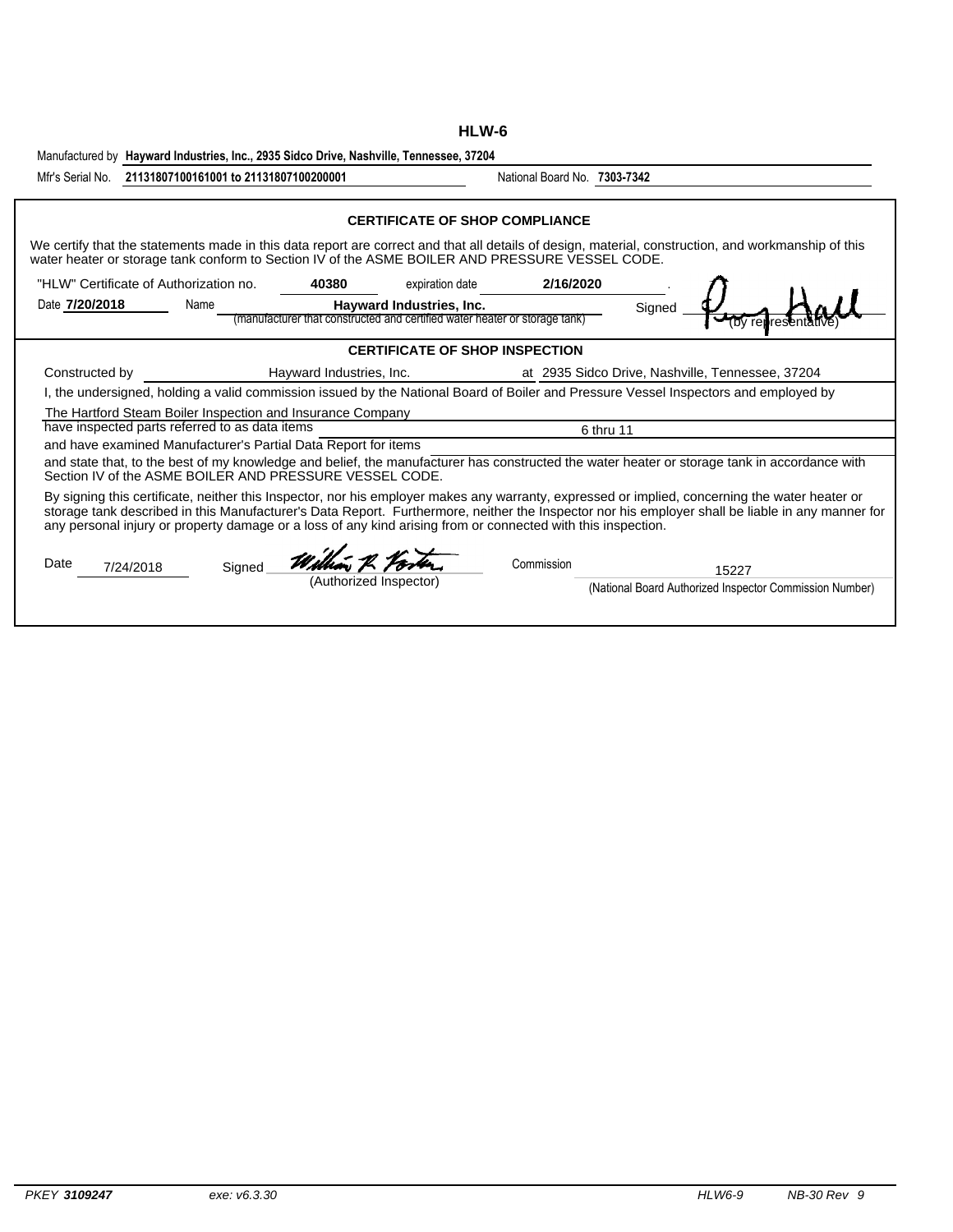# HLW-6

Manufactured by **Hayward Industries, Inc., 2935 Sidco Drive, Nashville, Tennessee, 37204**

Mfr's Serial No. **21131807100161001 to 21131807100200001** National Board No. **7303-7342**

## CERTIFICATE OF SHOP COMPLIANCE

We certify that the statements made in this data report are correct and that all details of design, material, construction, and workmanship of this water heater or storage tank conform to Section IV of the ASME BOILER AND PRESSURE VESSEL CODE.

"HLW" Certificate of Authorization no. **40380** expiration date **2/16/2020**.

Date **7/20/2018** Name **Hayward Industries, Inc.** (manufacturer that constructed and certified water heater or storage tank) Signed (by representative)

## CERTIFICATE OF SHOP INSPECTION

Constructed by Hayward Industries, Inc. at 2935 Sidco Drive, Nashville, Tennessee, 37204

I, the undersigned, holding a valid commission issued by the National Board of Boiler and Pressure Vessel Inspectors and employed by The Hartford Steam Boiler Inspection and Insurance Company

have inspected parts referred to as data items 6 thru 11

and have examined Manufacturer's Partial Data Report for items

and state that, to the best of my knowledge and belief, the manufacturer has constructed the water heater or storage tank in accordance with Section IV of the ASME BOILER AND PRESSURE VESSEL CODE.

By signing this certificate, neither this Inspector, nor his employer makes any warranty, expressed or implied, concerning the water heater or storage tank described in this Manufacturer's Data Report. Furthermore, neither the Inspector nor his employer shall be liable in any manner for any personal injury or property damage or a loss of any kind arising from or connected with this inspection.

Date 7/24/2018 Signed (Authorized Inspector) Commission 15227 (National Board Authorized Inspector Commission Number)

*PKEY 3109247* *exe: v6.3.30* *HLW6-9* *NB-30 Rev 9*